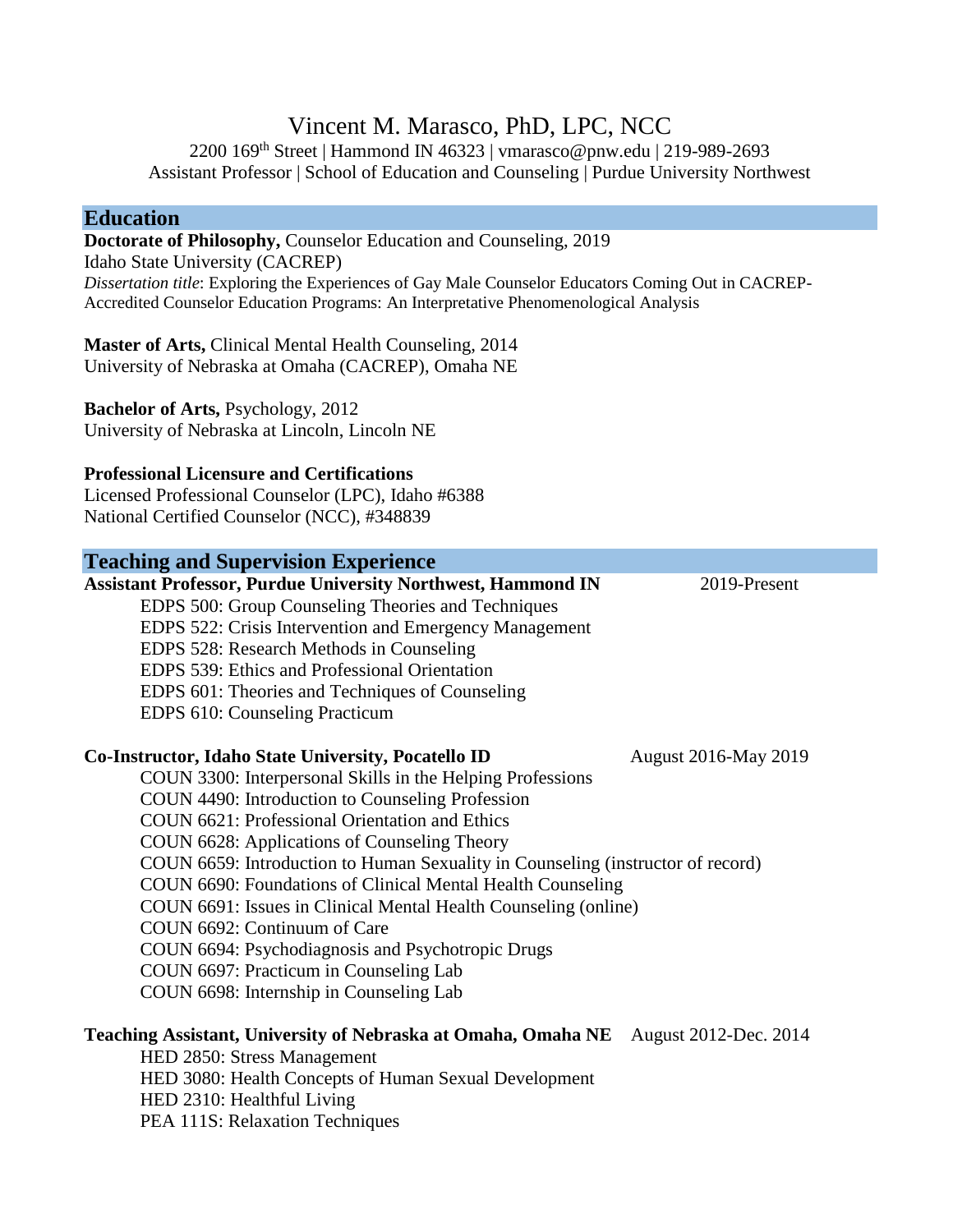# Vincent M. Marasco, PhD, LPC, NCC

2200 169th Street | Hammond IN 46323 | vmarasco@pnw.edu | 219-989-2693
Assistant Professor | School of Education and Counseling | Purdue University Northwest

## Education

**Doctorate of Philosophy,** Counselor Education and Counseling, 2019
Idaho State University (CACREP)
*Dissertation title*: Exploring the Experiences of Gay Male Counselor Educators Coming Out in CACREP-Accredited Counselor Education Programs: An Interpretative Phenomenological Analysis

**Master of Arts,** Clinical Mental Health Counseling, 2014
University of Nebraska at Omaha (CACREP), Omaha NE

**Bachelor of Arts,** Psychology, 2012
University of Nebraska at Lincoln, Lincoln NE

**Professional Licensure and Certifications**
Licensed Professional Counselor (LPC), Idaho #6388
National Certified Counselor (NCC), #348839

## Teaching and Supervision Experience

**Assistant Professor, Purdue University Northwest, Hammond IN** 2019-Present

- EDPS 500: Group Counseling Theories and Techniques
- EDPS 522: Crisis Intervention and Emergency Management
- EDPS 528: Research Methods in Counseling
- EDPS 539: Ethics and Professional Orientation
- EDPS 601: Theories and Techniques of Counseling
- EDPS 610: Counseling Practicum

**Co-Instructor, Idaho State University, Pocatello ID** August 2016-May 2019

- COUN 3300: Interpersonal Skills in the Helping Professions
- COUN 4490: Introduction to Counseling Profession
- COUN 6621: Professional Orientation and Ethics
- COUN 6628: Applications of Counseling Theory
- COUN 6659: Introduction to Human Sexuality in Counseling (instructor of record)
- COUN 6690: Foundations of Clinical Mental Health Counseling
- COUN 6691: Issues in Clinical Mental Health Counseling (online)
- COUN 6692: Continuum of Care
- COUN 6694: Psychodiagnosis and Psychotropic Drugs
- COUN 6697: Practicum in Counseling Lab
- COUN 6698: Internship in Counseling Lab

**Teaching Assistant, University of Nebraska at Omaha, Omaha NE** August 2012-Dec. 2014

- HED 2850: Stress Management
- HED 3080: Health Concepts of Human Sexual Development
- HED 2310: Healthful Living
- PEA 111S: Relaxation Techniques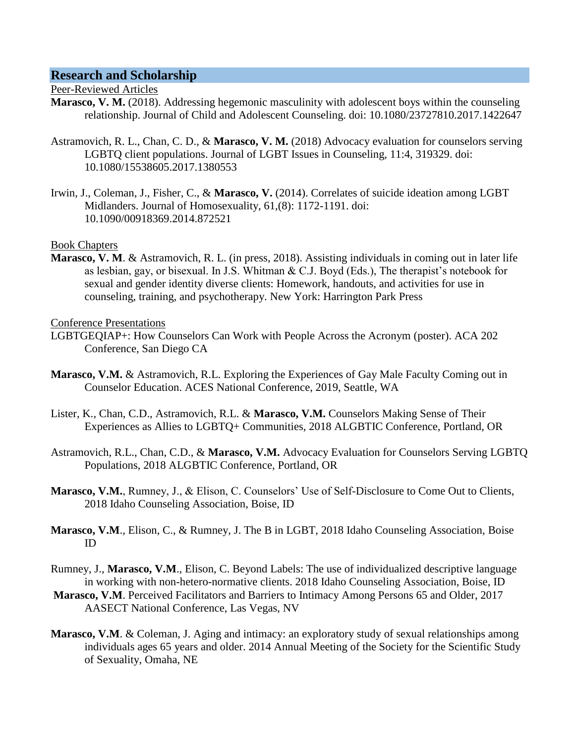## Research and Scholarship

Peer-Reviewed Articles

**Marasco, V. M.** (2018). Addressing hegemonic masculinity with adolescent boys within the counseling relationship. Journal of Child and Adolescent Counseling. doi: 10.1080/23727810.2017.1422647

Astramovich, R. L., Chan, C. D., & **Marasco, V. M.** (2018) Advocacy evaluation for counselors serving LGBTQ client populations. Journal of LGBT Issues in Counseling, 11:4, 319329. doi: 10.1080/15538605.2017.1380553

Irwin, J., Coleman, J., Fisher, C., & **Marasco, V.** (2014). Correlates of suicide ideation among LGBT Midlanders. Journal of Homosexuality, 61,(8): 1172-1191. doi: 10.1090/00918369.2014.872521

Book Chapters

**Marasco, V. M**. & Astramovich, R. L. (in press, 2018). Assisting individuals in coming out in later life as lesbian, gay, or bisexual. In J.S. Whitman & C.J. Boyd (Eds.), The therapist's notebook for sexual and gender identity diverse clients: Homework, handouts, and activities for use in counseling, training, and psychotherapy. New York: Harrington Park Press

Conference Presentations

LGBTGEQIAP+: How Counselors Can Work with People Across the Acronym (poster). ACA 202 Conference, San Diego CA

**Marasco, V.M.** & Astramovich, R.L. Exploring the Experiences of Gay Male Faculty Coming out in Counselor Education. ACES National Conference, 2019, Seattle, WA

Lister, K., Chan, C.D., Astramovich, R.L. & **Marasco, V.M.** Counselors Making Sense of Their Experiences as Allies to LGBTQ+ Communities, 2018 ALGBTIC Conference, Portland, OR

Astramovich, R.L., Chan, C.D., & **Marasco, V.M.** Advocacy Evaluation for Counselors Serving LGBTQ Populations, 2018 ALGBTIC Conference, Portland, OR

**Marasco, V.M.**, Rumney, J., & Elison, C. Counselors' Use of Self-Disclosure to Come Out to Clients, 2018 Idaho Counseling Association, Boise, ID

**Marasco, V.M**., Elison, C., & Rumney, J. The B in LGBT, 2018 Idaho Counseling Association, Boise ID

Rumney, J., **Marasco, V.M**., Elison, C. Beyond Labels: The use of individualized descriptive language in working with non-hetero-normative clients. 2018 Idaho Counseling Association, Boise, ID

**Marasco, V.M**. Perceived Facilitators and Barriers to Intimacy Among Persons 65 and Older, 2017 AASECT National Conference, Las Vegas, NV

**Marasco, V.M**. & Coleman, J. Aging and intimacy: an exploratory study of sexual relationships among individuals ages 65 years and older. 2014 Annual Meeting of the Society for the Scientific Study of Sexuality, Omaha, NE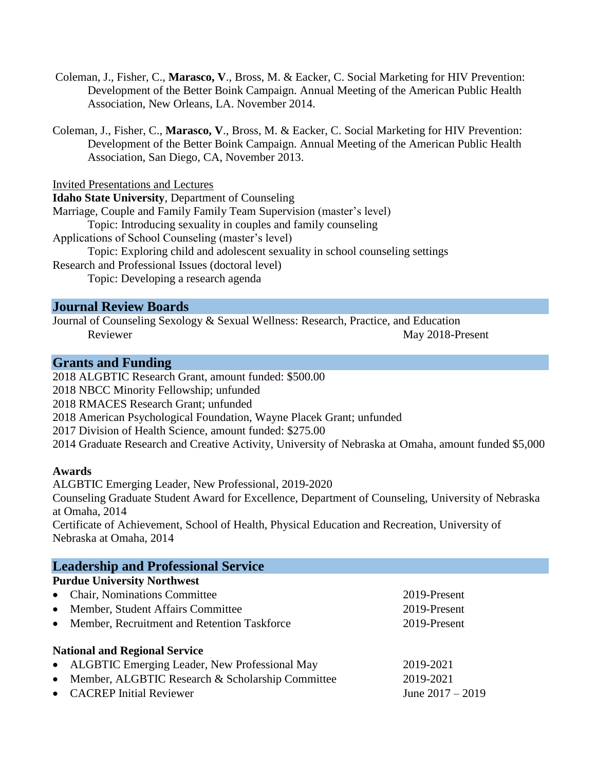Coleman, J., Fisher, C., **Marasco, V**., Bross, M. & Eacker, C. Social Marketing for HIV Prevention: Development of the Better Boink Campaign. Annual Meeting of the American Public Health Association, New Orleans, LA. November 2014.

Coleman, J., Fisher, C., **Marasco, V**., Bross, M. & Eacker, C. Social Marketing for HIV Prevention: Development of the Better Boink Campaign. Annual Meeting of the American Public Health Association, San Diego, CA, November 2013.

<u>Invited Presentations and Lectures</u>

**Idaho State University**, Department of Counseling

Marriage, Couple and Family Family Team Supervision (master's level)
  Topic: Introducing sexuality in couples and family counseling

Applications of School Counseling (master's level)
  Topic: Exploring child and adolescent sexuality in school counseling settings

Research and Professional Issues (doctoral level)
  Topic: Developing a research agenda

## Journal Review Boards

Journal of Counseling Sexology & Sexual Wellness: Research, Practice, and Education
  Reviewer — May 2018-Present

## Grants and Funding

2018 ALGBTIC Research Grant, amount funded: $500.00
2018 NBCC Minority Fellowship; unfunded
2018 RMACES Research Grant; unfunded
2018 American Psychological Foundation, Wayne Placek Grant; unfunded
2017 Division of Health Science, amount funded: $275.00
2014 Graduate Research and Creative Activity, University of Nebraska at Omaha, amount funded $5,000

**Awards**

ALGBTIC Emerging Leader, New Professional, 2019-2020
Counseling Graduate Student Award for Excellence, Department of Counseling, University of Nebraska at Omaha, 2014
Certificate of Achievement, School of Health, Physical Education and Recreation, University of Nebraska at Omaha, 2014

## Leadership and Professional Service

**Purdue University Northwest**

- Chair, Nominations Committee — 2019-Present
- Member, Student Affairs Committee — 2019-Present
- Member, Recruitment and Retention Taskforce — 2019-Present

**National and Regional Service**

- ALGBTIC Emerging Leader, New Professional May — 2019-2021
- Member, ALGBTIC Research & Scholarship Committee — 2019-2021
- CACREP Initial Reviewer — June 2017 – 2019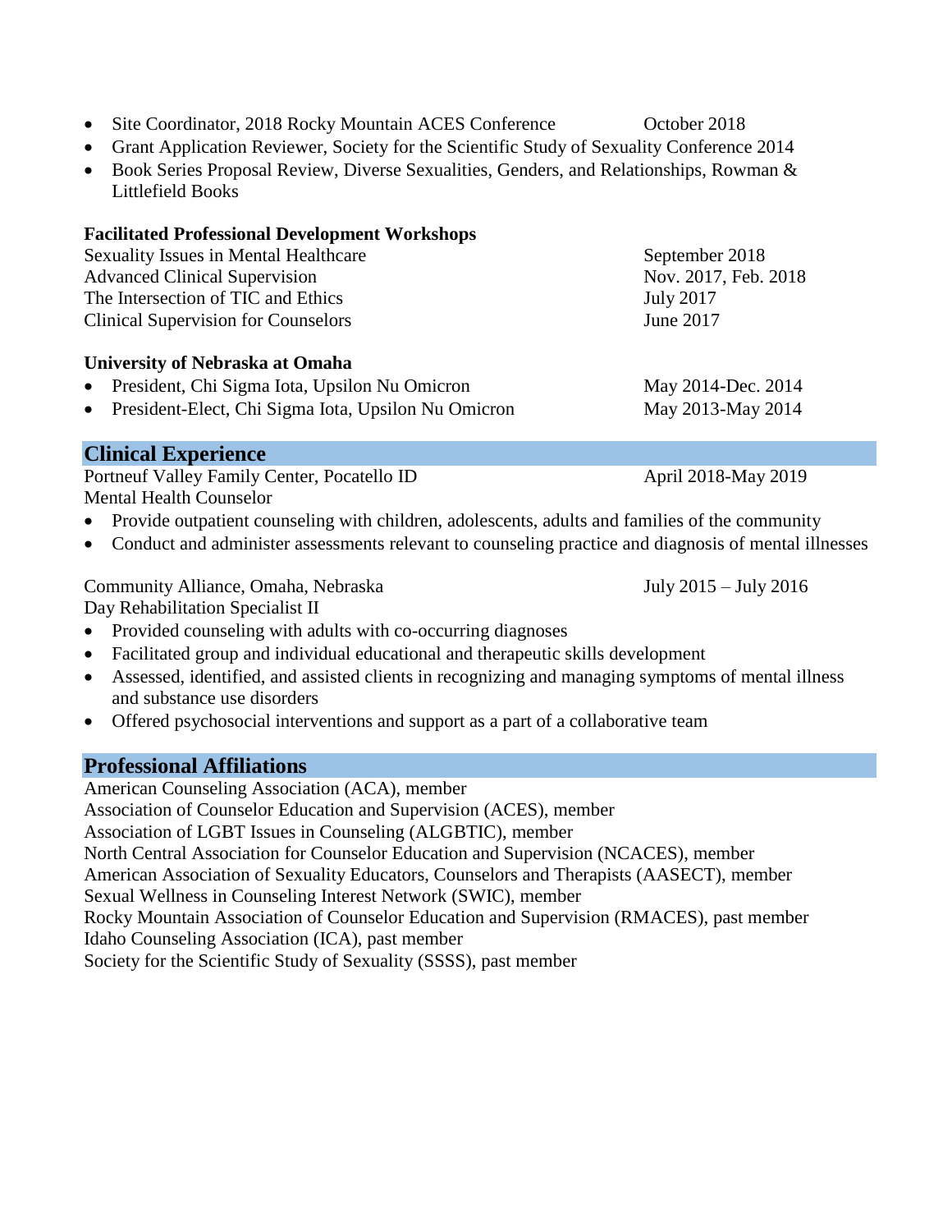- Site Coordinator, 2018 Rocky Mountain ACES Conference October 2018
- Grant Application Reviewer, Society for the Scientific Study of Sexuality Conference 2014
- Book Series Proposal Review, Diverse Sexualities, Genders, and Relationships, Rowman & Littlefield Books

**Facilitated Professional Development Workshops**

| | |
|---|---|
| Sexuality Issues in Mental Healthcare | September 2018 |
| Advanced Clinical Supervision | Nov. 2017, Feb. 2018 |
| The Intersection of TIC and Ethics | July 2017 |
| Clinical Supervision for Counselors | June 2017 |

**University of Nebraska at Omaha**

- President, Chi Sigma Iota, Upsilon Nu Omicron May 2014-Dec. 2014
- President-Elect, Chi Sigma Iota, Upsilon Nu Omicron May 2013-May 2014

## Clinical Experience

Portneuf Valley Family Center, Pocatello ID April 2018-May 2019
Mental Health Counselor

- Provide outpatient counseling with children, adolescents, adults and families of the community
- Conduct and administer assessments relevant to counseling practice and diagnosis of mental illnesses

Community Alliance, Omaha, Nebraska July 2015 – July 2016
Day Rehabilitation Specialist II

- Provided counseling with adults with co-occurring diagnoses
- Facilitated group and individual educational and therapeutic skills development
- Assessed, identified, and assisted clients in recognizing and managing symptoms of mental illness and substance use disorders
- Offered psychosocial interventions and support as a part of a collaborative team

## Professional Affiliations

American Counseling Association (ACA), member
Association of Counselor Education and Supervision (ACES), member
Association of LGBT Issues in Counseling (ALGBTIC), member
North Central Association for Counselor Education and Supervision (NCACES), member
American Association of Sexuality Educators, Counselors and Therapists (AASECT), member
Sexual Wellness in Counseling Interest Network (SWIC), member
Rocky Mountain Association of Counselor Education and Supervision (RMACES), past member
Idaho Counseling Association (ICA), past member
Society for the Scientific Study of Sexuality (SSSS), past member